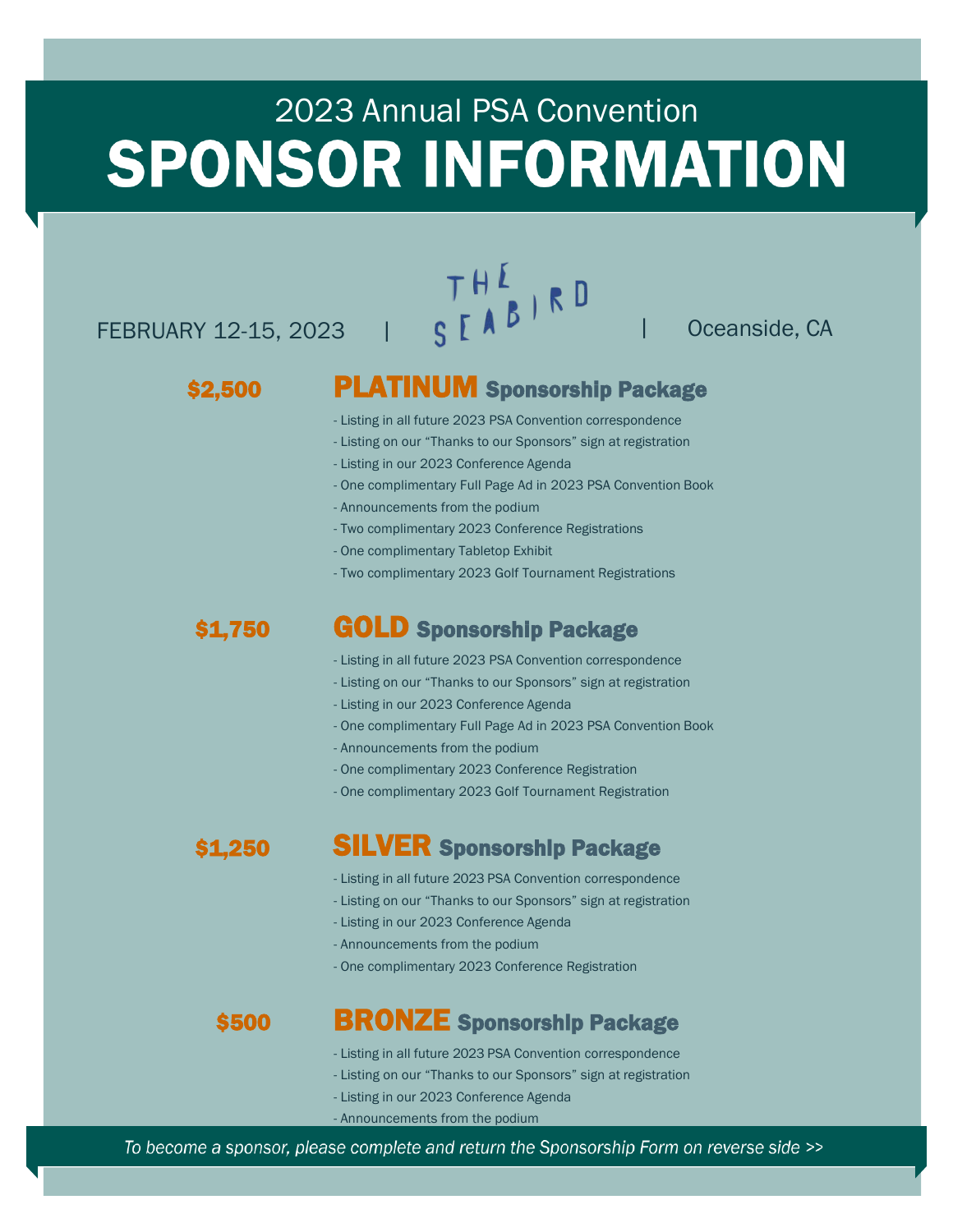# 2023 Annual PSA Convention

# SPONSOR INFORMATION

FEBRUARY 12-15, 2023 | THE SEABIRD | Oceanside, CA

## $2,500 PLATINUM Sponsorship Package

- Listing in all future 2023 PSA Convention correspondence
- Listing on our "Thanks to our Sponsors" sign at registration
- Listing in our 2023 Conference Agenda
- One complimentary Full Page Ad in 2023 PSA Convention Book
- Announcements from the podium
- Two complimentary 2023 Conference Registrations
- One complimentary Tabletop Exhibit
- Two complimentary 2023 Golf Tournament Registrations

## $1,750 GOLD Sponsorship Package

- Listing in all future 2023 PSA Convention correspondence
- Listing on our "Thanks to our Sponsors" sign at registration
- Listing in our 2023 Conference Agenda
- One complimentary Full Page Ad in 2023 PSA Convention Book
- Announcements from the podium
- One complimentary 2023 Conference Registration
- One complimentary 2023 Golf Tournament Registration

## $1,250 SILVER Sponsorship Package

- Listing in all future 2023 PSA Convention correspondence
- Listing on our "Thanks to our Sponsors" sign at registration
- Listing in our 2023 Conference Agenda
- Announcements from the podium
- One complimentary 2023 Conference Registration

## $500 BRONZE Sponsorship Package

- Listing in all future 2023 PSA Convention correspondence
- Listing on our "Thanks to our Sponsors" sign at registration
- Listing in our 2023 Conference Agenda
- Announcements from the podium

*To become a sponsor, please complete and return the Sponsorship Form on reverse side >>*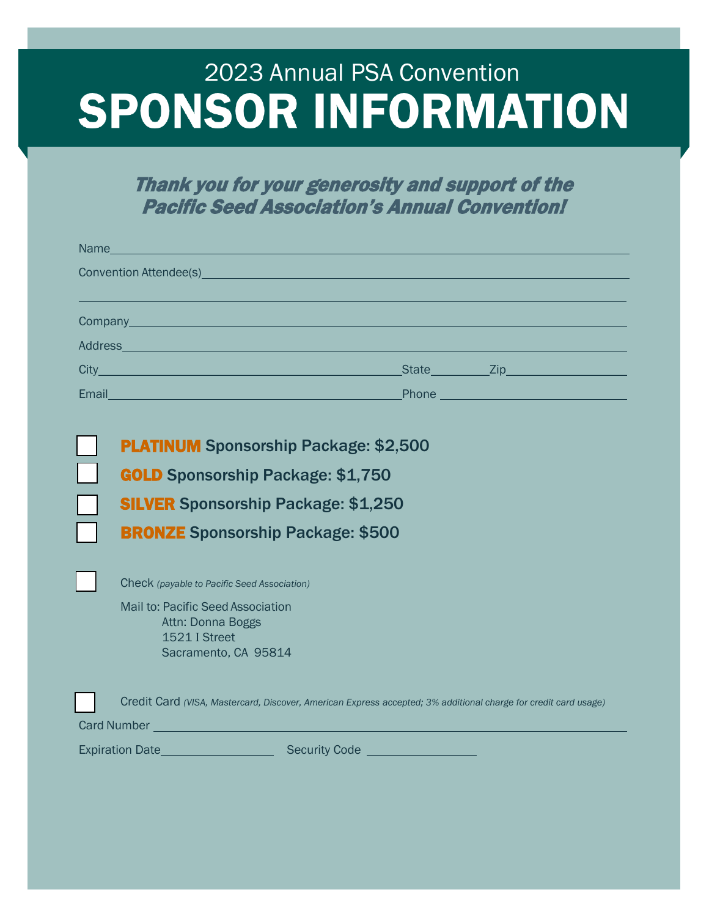2023 Annual PSA Convention

# SPONSOR INFORMATION

***Thank you for your generosity and support of the Pacific Seed Association's Annual Convention!***

Name\_\_\_\_\_\_\_\_\_\_\_\_\_\_\_\_\_\_\_\_\_\_\_\_\_\_\_\_\_\_\_\_\_\_\_\_\_\_\_\_\_\_\_\_\_\_\_\_\_\_\_\_\_\_\_\_\_\_\_\_

Convention Attendee(s)\_\_\_\_\_\_\_\_\_\_\_\_\_\_\_\_\_\_\_\_\_\_\_\_\_\_\_\_\_\_\_\_\_\_\_\_\_\_\_\_\_\_\_\_\_\_\_\_

\_\_\_\_\_\_\_\_\_\_\_\_\_\_\_\_\_\_\_\_\_\_\_\_\_\_\_\_\_\_\_\_\_\_\_\_\_\_\_\_\_\_\_\_\_\_\_\_\_\_\_\_\_\_\_\_\_\_\_\_\_\_\_\_\_\_

Company\_\_\_\_\_\_\_\_\_\_\_\_\_\_\_\_\_\_\_\_\_\_\_\_\_\_\_\_\_\_\_\_\_\_\_\_\_\_\_\_\_\_\_\_\_\_\_\_\_\_\_\_\_\_\_\_\_\_

Address\_\_\_\_\_\_\_\_\_\_\_\_\_\_\_\_\_\_\_\_\_\_\_\_\_\_\_\_\_\_\_\_\_\_\_\_\_\_\_\_\_\_\_\_\_\_\_\_\_\_\_\_\_\_\_\_\_\_\_

City\_\_\_\_\_\_\_\_\_\_\_\_\_\_\_\_\_\_\_\_\_\_\_\_\_\_\_\_\_\_\_\_\_\_ State\_\_\_\_\_\_\_ Zip\_\_\_\_\_\_\_\_\_\_\_\_\_\_

Email\_\_\_\_\_\_\_\_\_\_\_\_\_\_\_\_\_\_\_\_\_\_\_\_\_\_\_\_\_\_\_\_\_\_ Phone \_\_\_\_\_\_\_\_\_\_\_\_\_\_\_\_\_\_\_\_\_\_

☐ **PLATINUM Sponsorship Package: $2,500**

☐ **GOLD Sponsorship Package: $1,750**

☐ **SILVER Sponsorship Package: $1,250**

☐ **BRONZE Sponsorship Package: $500**

☐ Check *(payable to Pacific Seed Association)*

Mail to: Pacific Seed Association
Attn: Donna Boggs
1521 I Street
Sacramento, CA 95814

☐ Credit Card *(VISA, Mastercard, Discover, American Express accepted; 3% additional charge for credit card usage)*

Card Number \_\_\_\_\_\_\_\_\_\_\_\_\_\_\_\_\_\_\_\_\_\_\_\_\_\_\_\_\_\_\_\_\_\_\_\_\_\_\_\_\_\_\_\_\_\_\_\_\_\_\_\_\_\_

Expiration Date\_\_\_\_\_\_\_\_\_\_\_\_\_\_ Security Code \_\_\_\_\_\_\_\_\_\_\_\_\_\_